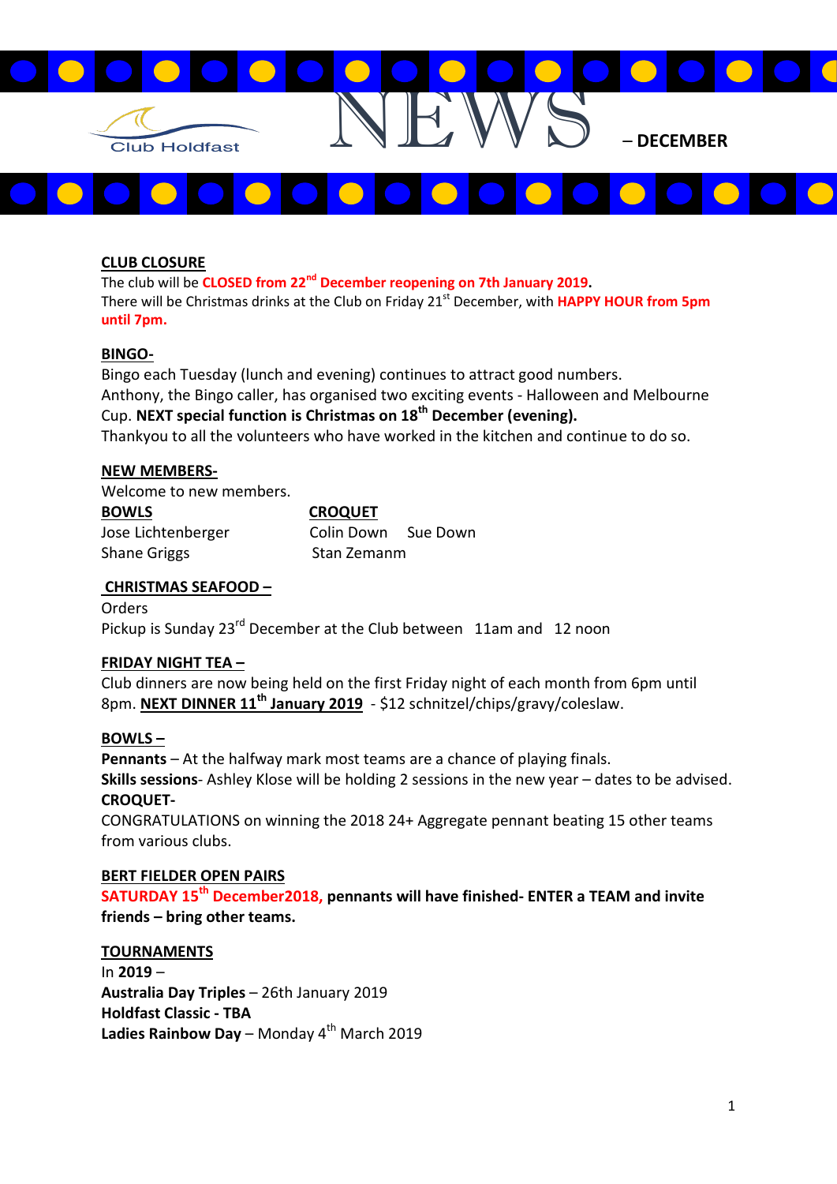Club Holdfast

# NEWS – DECEMBER

## CLUB CLOSURE

The club will be **CLOSED from 22nd December reopening on 7th January 2019.**
There will be Christmas drinks at the Club on Friday 21st December, with **HAPPY HOUR from 5pm until 7pm.**

## BINGO-

Bingo each Tuesday (lunch and evening) continues to attract good numbers.
Anthony, the Bingo caller, has organised two exciting events - Halloween and Melbourne Cup. **NEXT special function is Christmas on 18th December (evening).**
Thankyou to all the volunteers who have worked in the kitchen and continue to do so.

## NEW MEMBERS-

Welcome to new members.

| BOWLS | CROQUET |
|---|---|
| Jose Lichtenberger | Colin Down Sue Down |
| Shane Griggs | Stan Zemanm |

## CHRISTMAS SEAFOOD –

Orders
Pickup is Sunday 23rd December at the Club between 11am and 12 noon

## FRIDAY NIGHT TEA –

Club dinners are now being held on the first Friday night of each month from 6pm until 8pm. **NEXT DINNER 11th January 2019** - $12 schnitzel/chips/gravy/coleslaw.

## BOWLS –

**Pennants** – At the halfway mark most teams are a chance of playing finals.
**Skills sessions**- Ashley Klose will be holding 2 sessions in the new year – dates to be advised.

**CROQUET-**

CONGRATULATIONS on winning the 2018 24+ Aggregate pennant beating 15 other teams from various clubs.

## BERT FIELDER OPEN PAIRS

**SATURDAY 15th December2018, pennants will have finished- ENTER a TEAM and invite friends – bring other teams.**

## TOURNAMENTS

In **2019** –
**Australia Day Triples** – 26th January 2019
**Holdfast Classic - TBA**
**Ladies Rainbow Day** – Monday 4th March 2019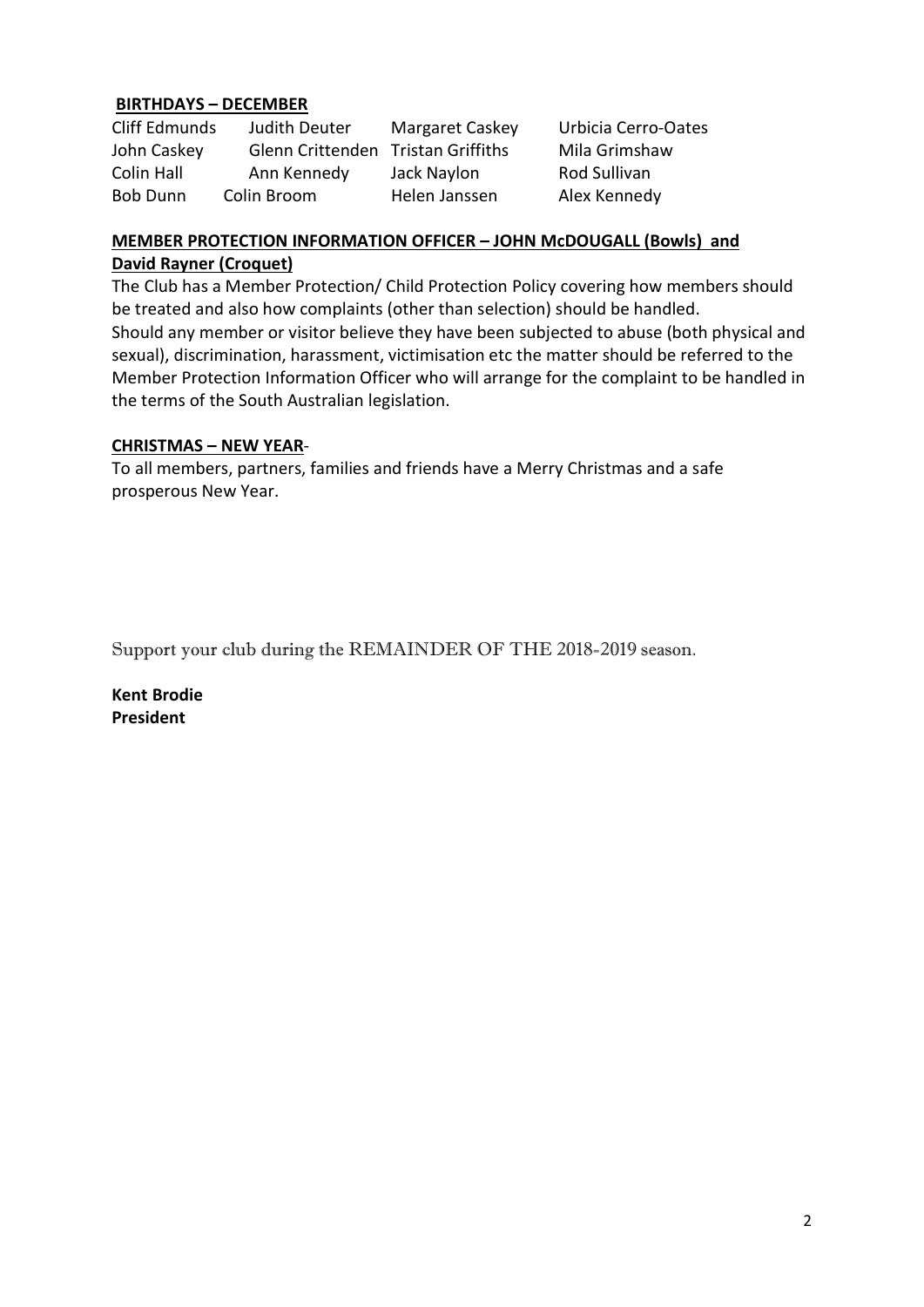**BIRTHDAYS – DECEMBER**

| | | | |
|---|---|---|---|
| Cliff Edmunds | Judith Deuter | Margaret Caskey | Urbicia Cerro-Oates |
| John Caskey | Glenn Crittenden | Tristan Griffiths | Mila Grimshaw |
| Colin Hall | Ann Kennedy | Jack Naylon | Rod Sullivan |
| Bob Dunn | Colin Broom | Helen Janssen | Alex Kennedy |

**MEMBER PROTECTION INFORMATION OFFICER – JOHN McDOUGALL (Bowls) and David Rayner (Croquet)**

The Club has a Member Protection/ Child Protection Policy covering how members should be treated and also how complaints (other than selection) should be handled.
Should any member or visitor believe they have been subjected to abuse (both physical and sexual), discrimination, harassment, victimisation etc the matter should be referred to the Member Protection Information Officer who will arrange for the complaint to be handled in the terms of the South Australian legislation.

**CHRISTMAS – NEW YEAR**-

To all members, partners, families and friends have a Merry Christmas and a safe prosperous New Year.

Support your club during the REMAINDER OF THE 2018-2019 season.

**Kent Brodie**
**President**